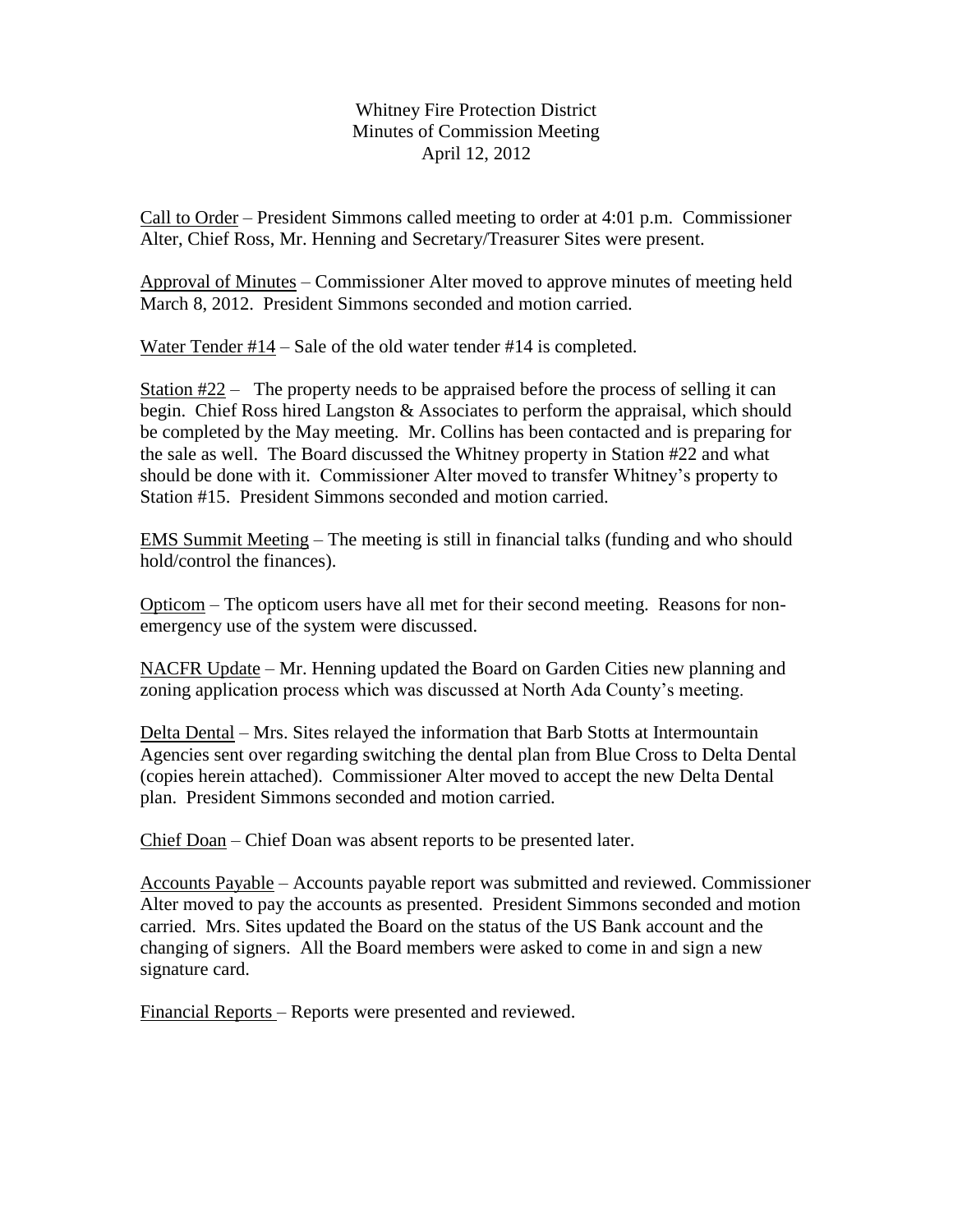Whitney Fire Protection District
Minutes of Commission Meeting
April 12, 2012

Call to Order – President Simmons called meeting to order at 4:01 p.m. Commissioner Alter, Chief Ross, Mr. Henning and Secretary/Treasurer Sites were present.

Approval of Minutes – Commissioner Alter moved to approve minutes of meeting held March 8, 2012. President Simmons seconded and motion carried.

Water Tender #14 – Sale of the old water tender #14 is completed.

Station #22 – The property needs to be appraised before the process of selling it can begin. Chief Ross hired Langston & Associates to perform the appraisal, which should be completed by the May meeting. Mr. Collins has been contacted and is preparing for the sale as well. The Board discussed the Whitney property in Station #22 and what should be done with it. Commissioner Alter moved to transfer Whitney's property to Station #15. President Simmons seconded and motion carried.

EMS Summit Meeting – The meeting is still in financial talks (funding and who should hold/control the finances).

Opticom – The opticom users have all met for their second meeting. Reasons for non-emergency use of the system were discussed.

NACFR Update – Mr. Henning updated the Board on Garden Cities new planning and zoning application process which was discussed at North Ada County's meeting.

Delta Dental – Mrs. Sites relayed the information that Barb Stotts at Intermountain Agencies sent over regarding switching the dental plan from Blue Cross to Delta Dental (copies herein attached). Commissioner Alter moved to accept the new Delta Dental plan. President Simmons seconded and motion carried.

Chief Doan – Chief Doan was absent reports to be presented later.

Accounts Payable – Accounts payable report was submitted and reviewed. Commissioner Alter moved to pay the accounts as presented. President Simmons seconded and motion carried. Mrs. Sites updated the Board on the status of the US Bank account and the changing of signers. All the Board members were asked to come in and sign a new signature card.

Financial Reports – Reports were presented and reviewed.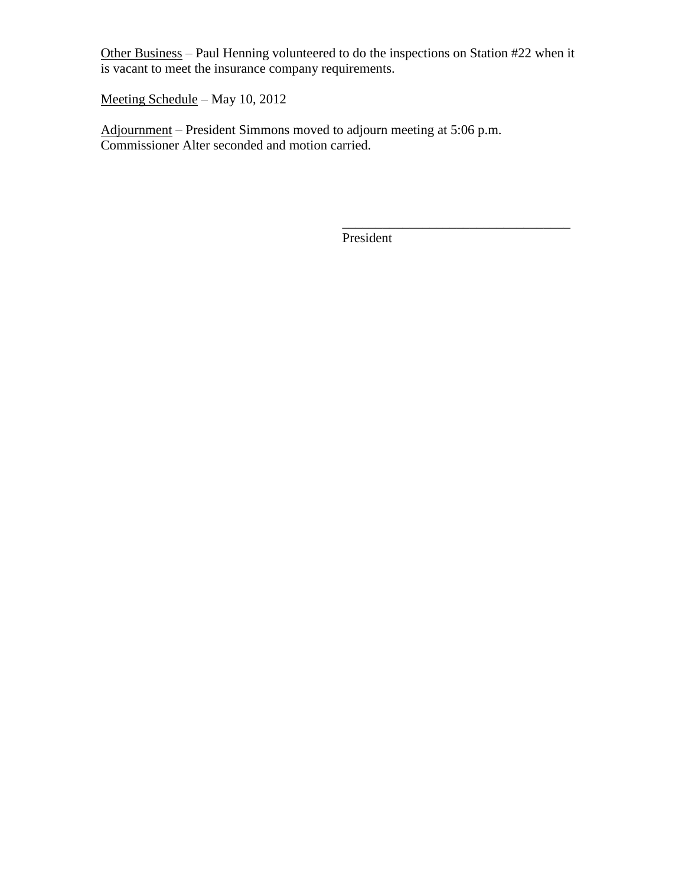<u>Other Business</u> – Paul Henning volunteered to do the inspections on Station #22 when it is vacant to meet the insurance company requirements.

<u>Meeting Schedule</u> – May 10, 2012

<u>Adjournment</u> – President Simmons moved to adjourn meeting at 5:06 p.m. Commissioner Alter seconded and motion carried.

\_\_\_\_\_\_\_\_\_\_\_\_\_\_\_\_\_\_\_\_\_\_\_\_\_\_\_\_\_\_\_\_\_\_\_

President